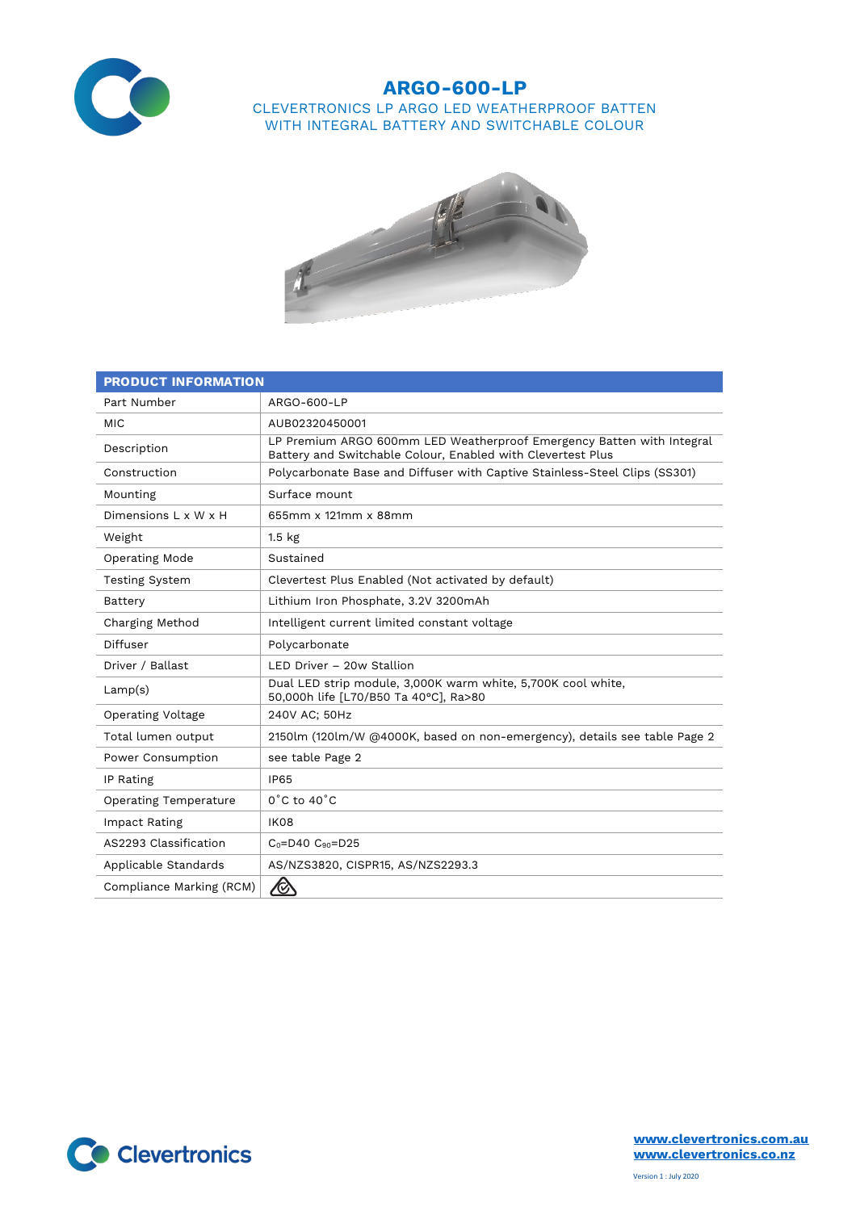# ARGO-600-LP

## CLEVERTRONICS LP ARGO LED WEATHERPROOF BATTEN WITH INTEGRAL BATTERY AND SWITCHABLE COLOUR

| PRODUCT INFORMATION | |
|---|---|
| Part Number | ARGO-600-LP |
| MIC | AUB02320450001 |
| Description | LP Premium ARGO 600mm LED Weatherproof Emergency Batten with Integral Battery and Switchable Colour, Enabled with Clevertest Plus |
| Construction | Polycarbonate Base and Diffuser with Captive Stainless-Steel Clips (SS301) |
| Mounting | Surface mount |
| Dimensions L x W x H | 655mm x 121mm x 88mm |
| Weight | 1.5 kg |
| Operating Mode | Sustained |
| Testing System | Clevertest Plus Enabled (Not activated by default) |
| Battery | Lithium Iron Phosphate, 3.2V 3200mAh |
| Charging Method | Intelligent current limited constant voltage |
| Diffuser | Polycarbonate |
| Driver / Ballast | LED Driver – 20w Stallion |
| Lamp(s) | Dual LED strip module, 3,000K warm white, 5,700K cool white, 50,000h life [L70/B50 Ta 40°C], Ra>80 |
| Operating Voltage | 240V AC; 50Hz |
| Total lumen output | 2150lm (120lm/W @4000K, based on non-emergency), details see table Page 2 |
| Power Consumption | see table Page 2 |
| IP Rating | IP65 |
| Operating Temperature | 0˚C to 40˚C |
| Impact Rating | IK08 |
| AS2293 Classification | $C_0$=D40 $C_{90}$=D25 |
| Applicable Standards | AS/NZS3820, CISPR15, AS/NZS2293.3 |
| Compliance Marking (RCM) | |

Clevertronics

www.clevertronics.com.au
www.clevertronics.co.nz

Version 1 : July 2020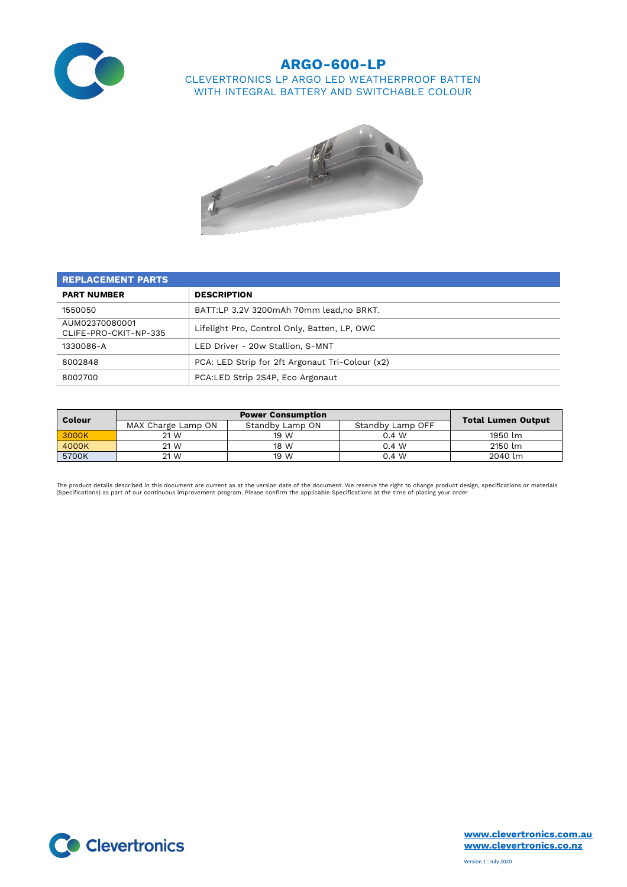# ARGO-600-LP

CLEVERTRONICS LP ARGO LED WEATHERPROOF BATTEN
WITH INTEGRAL BATTERY AND SWITCHABLE COLOUR

| REPLACEMENT PARTS | |
|---|---|
| **PART NUMBER** | **DESCRIPTION** |
| 1550050 | BATT:LP 3.2V 3200mAh 70mm lead,no BRKT. |
| AUM02370080001<br>CLIFE-PRO-CKIT-NP-335 | Lifelight Pro, Control Only, Batten, LP, OWC |
| 1330086-A | LED Driver - 20w Stallion, S-MNT |
| 8002848 | PCA: LED Strip for 2ft Argonaut Tri-Colour (x2) |
| 8002700 | PCA:LED Strip 2S4P, Eco Argonaut |

| Colour | Power Consumption | | | Total Lumen Output |
|---|---|---|---|---|
| | MAX Charge Lamp ON | Standby Lamp ON | Standby Lamp OFF | |
| 3000K | 21 W | 19 W | 0.4 W | 1950 lm |
| 4000K | 21 W | 18 W | 0.4 W | 2150 lm |
| 5700K | 21 W | 19 W | 0.4 W | 2040 lm |

The product details described in this document are current as at the version date of the document. We reserve the right to change product design, specifications or materials (Specifications) as part of our continuous improvement program. Please confirm the applicable Specifications at the time of placing your order

www.clevertronics.com.au
www.clevertronics.co.nz

Version 1 : July 2020